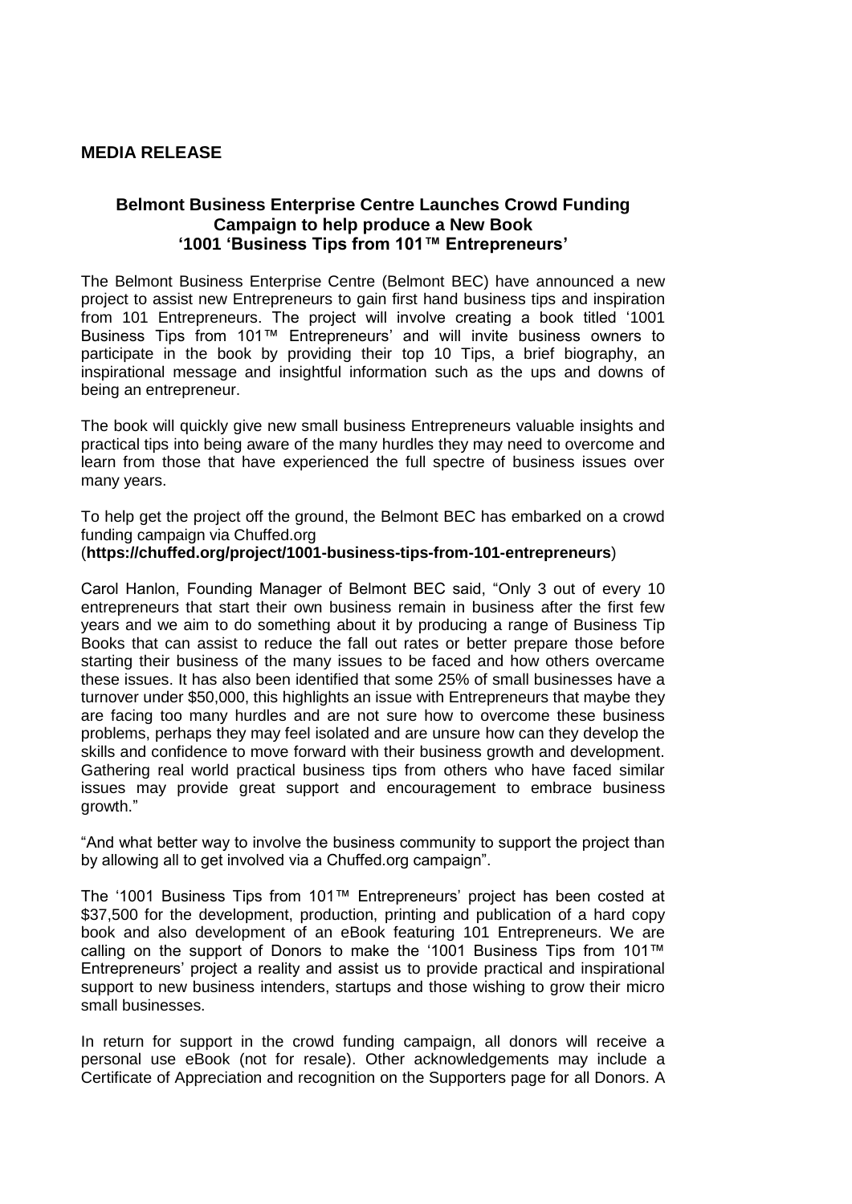**MEDIA RELEASE**

## Belmont Business Enterprise Centre Launches Crowd Funding Campaign to help produce a New Book '1001 'Business Tips from 101™ Entrepreneurs'

The Belmont Business Enterprise Centre (Belmont BEC) have announced a new project to assist new Entrepreneurs to gain first hand business tips and inspiration from 101 Entrepreneurs. The project will involve creating a book titled '1001 Business Tips from 101™ Entrepreneurs' and will invite business owners to participate in the book by providing their top 10 Tips, a brief biography, an inspirational message and insightful information such as the ups and downs of being an entrepreneur.

The book will quickly give new small business Entrepreneurs valuable insights and practical tips into being aware of the many hurdles they may need to overcome and learn from those that have experienced the full spectre of business issues over many years.

To help get the project off the ground, the Belmont BEC has embarked on a crowd funding campaign via Chuffed.org (**https://chuffed.org/project/1001-business-tips-from-101-entrepreneurs**)

Carol Hanlon, Founding Manager of Belmont BEC said, "Only 3 out of every 10 entrepreneurs that start their own business remain in business after the first few years and we aim to do something about it by producing a range of Business Tip Books that can assist to reduce the fall out rates or better prepare those before starting their business of the many issues to be faced and how others overcame these issues. It has also been identified that some 25% of small businesses have a turnover under $50,000, this highlights an issue with Entrepreneurs that maybe they are facing too many hurdles and are not sure how to overcome these business problems, perhaps they may feel isolated and are unsure how can they develop the skills and confidence to move forward with their business growth and development. Gathering real world practical business tips from others who have faced similar issues may provide great support and encouragement to embrace business growth."

"And what better way to involve the business community to support the project than by allowing all to get involved via a Chuffed.org campaign".

The '1001 Business Tips from 101™ Entrepreneurs' project has been costed at $37,500 for the development, production, printing and publication of a hard copy book and also development of an eBook featuring 101 Entrepreneurs. We are calling on the support of Donors to make the '1001 Business Tips from 101™ Entrepreneurs' project a reality and assist us to provide practical and inspirational support to new business intenders, startups and those wishing to grow their micro small businesses.

In return for support in the crowd funding campaign, all donors will receive a personal use eBook (not for resale). Other acknowledgements may include a Certificate of Appreciation and recognition on the Supporters page for all Donors. A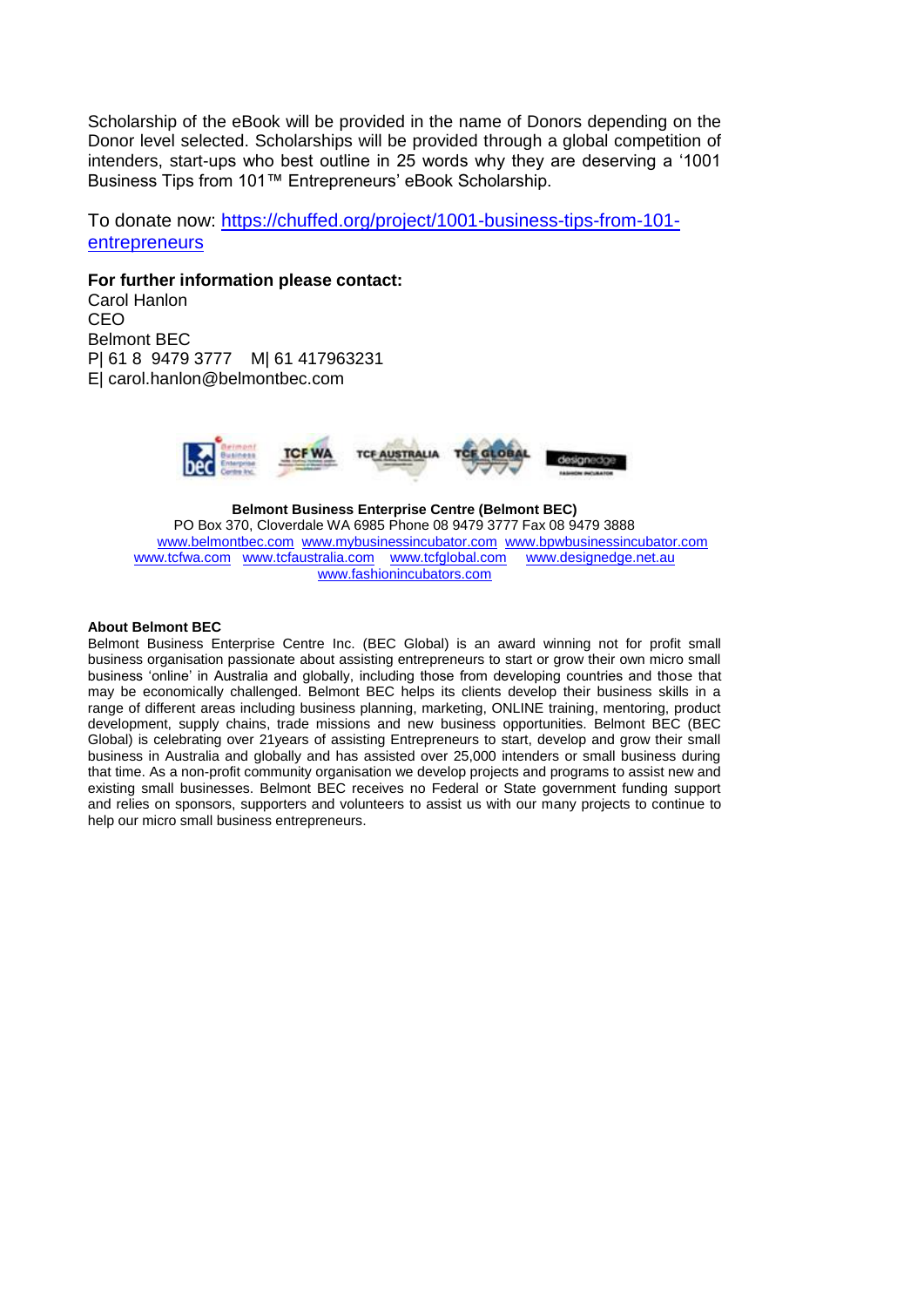Scholarship of the eBook will be provided in the name of Donors depending on the Donor level selected. Scholarships will be provided through a global competition of intenders, start-ups who best outline in 25 words why they are deserving a '1001 Business Tips from 101™ Entrepreneurs' eBook Scholarship.

To donate now: https://chuffed.org/project/1001-business-tips-from-101-entrepreneurs

**For further information please contact:**
Carol Hanlon
CEO
Belmont BEC
P| 61 8 9479 3777 M| 61 417963231
E| carol.hanlon@belmontbec.com

**Belmont Business Enterprise Centre (Belmont BEC)**
PO Box 370, Cloverdale WA 6985 Phone 08 9479 3777 Fax 08 9479 3888
www.belmontbec.com www.mybusinessincubator.com www.bpwbusinessincubator.com
www.tcfwa.com www.tcfaustralia.com www.tcfglobal.com www.designedge.net.au
www.fashionincubators.com

**About Belmont BEC**

Belmont Business Enterprise Centre Inc. (BEC Global) is an award winning not for profit small business organisation passionate about assisting entrepreneurs to start or grow their own micro small business 'online' in Australia and globally, including those from developing countries and those that may be economically challenged. Belmont BEC helps its clients develop their business skills in a range of different areas including business planning, marketing, ONLINE training, mentoring, product development, supply chains, trade missions and new business opportunities. Belmont BEC (BEC Global) is celebrating over 21years of assisting Entrepreneurs to start, develop and grow their small business in Australia and globally and has assisted over 25,000 intenders or small business during that time. As a non-profit community organisation we develop projects and programs to assist new and existing small businesses. Belmont BEC receives no Federal or State government funding support and relies on sponsors, supporters and volunteers to assist us with our many projects to continue to help our micro small business entrepreneurs.